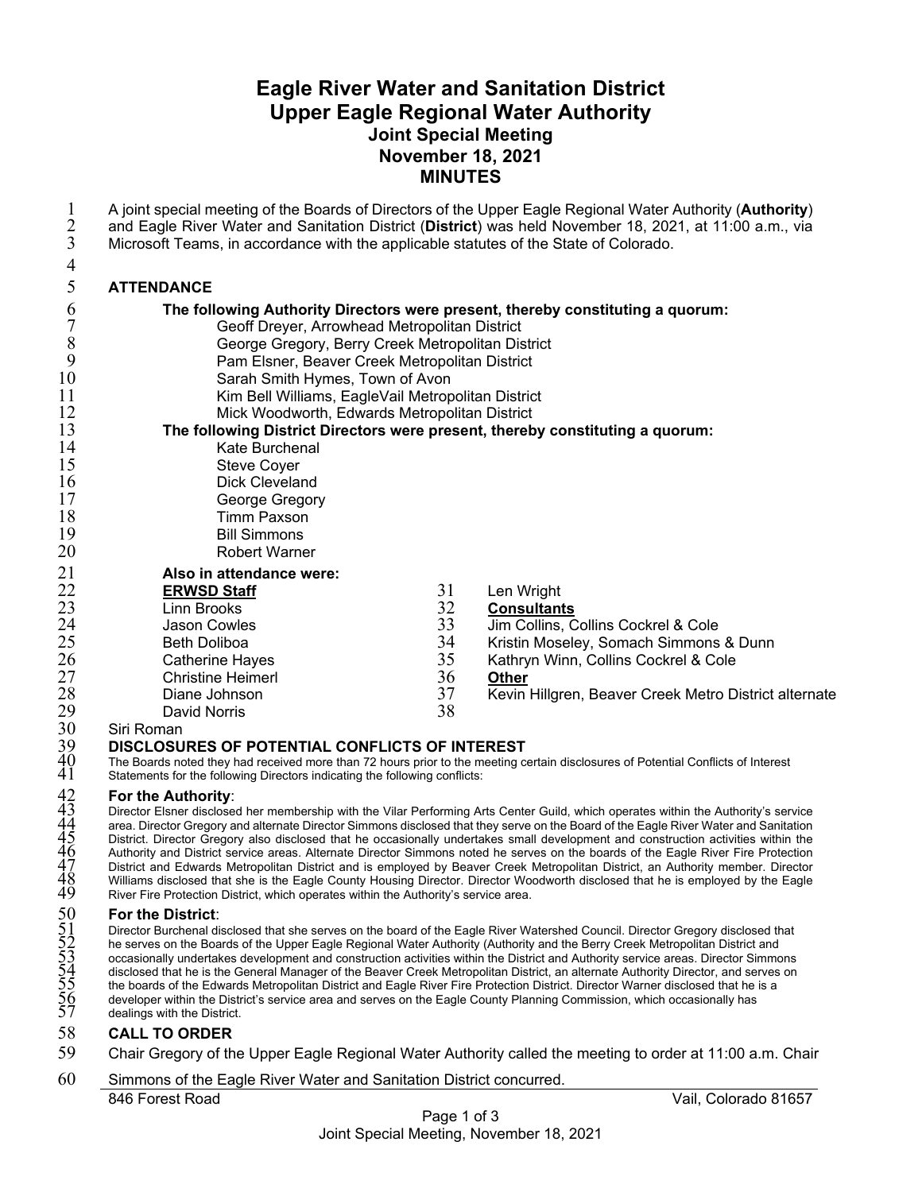# Eagle River Water and Sanitation District
# Upper Eagle Regional Water Authority
## Joint Special Meeting
## November 18, 2021
## MINUTES

A joint special meeting of the Boards of Directors of the Upper Eagle Regional Water Authority (**Authority**) and Eagle River Water and Sanitation District (**District**) was held November 18, 2021, at 11:00 a.m., via Microsoft Teams, in accordance with the applicable statutes of the State of Colorado.

### ATTENDANCE

**The following Authority Directors were present, thereby constituting a quorum:**

- Geoff Dreyer, Arrowhead Metropolitan District
- George Gregory, Berry Creek Metropolitan District
- Pam Elsner, Beaver Creek Metropolitan District
- Sarah Smith Hymes, Town of Avon
- Kim Bell Williams, EagleVail Metropolitan District
- Mick Woodworth, Edwards Metropolitan District

**The following District Directors were present, thereby constituting a quorum:**

- Kate Burchenal
- Steve Coyer
- Dick Cleveland
- George Gregory
- Timm Paxson
- Bill Simmons
- Robert Warner

**Also in attendance were:**

**ERWSD Staff**

- Linn Brooks
- Jason Cowles
- Beth Doliboa
- Catherine Hayes
- Christine Heimerl
- Diane Johnson
- David Norris
- Siri Roman
- Len Wright

**Consultants**

- Jim Collins, Collins Cockrel & Cole
- Kristin Moseley, Somach Simmons & Dunn
- Kathryn Winn, Collins Cockrel & Cole

**Other**

- Kevin Hillgren, Beaver Creek Metro District alternate

### DISCLOSURES OF POTENTIAL CONFLICTS OF INTEREST

The Boards noted they had received more than 72 hours prior to the meeting certain disclosures of Potential Conflicts of Interest Statements for the following Directors indicating the following conflicts:

**For the Authority**:

Director Elsner disclosed her membership with the Vilar Performing Arts Center Guild, which operates within the Authority's service area. Director Gregory and alternate Director Simmons disclosed that they serve on the Board of the Eagle River Water and Sanitation District. Director Gregory also disclosed that he occasionally undertakes small development and construction activities within the Authority and District service areas. Alternate Director Simmons noted he serves on the boards of the Eagle River Fire Protection District and Edwards Metropolitan District and is employed by Beaver Creek Metropolitan District, an Authority member. Director Williams disclosed that she is the Eagle County Housing Director. Director Woodworth disclosed that he is employed by the Eagle River Fire Protection District, which operates within the Authority's service area.

**For the District**:

Director Burchenal disclosed that she serves on the board of the Eagle River Watershed Council. Director Gregory disclosed that he serves on the Boards of the Upper Eagle Regional Water Authority (Authority and the Berry Creek Metropolitan District and occasionally undertakes development and construction activities within the District and Authority service areas. Director Simmons disclosed that he is the General Manager of the Beaver Creek Metropolitan District, an alternate Authority Director, and serves on the boards of the Edwards Metropolitan District and Eagle River Fire Protection District. Director Warner disclosed that he is a developer within the District's service area and serves on the Eagle County Planning Commission, which occasionally has dealings with the District.

### CALL TO ORDER

Chair Gregory of the Upper Eagle Regional Water Authority called the meeting to order at 11:00 a.m. Chair Simmons of the Eagle River Water and Sanitation District concurred.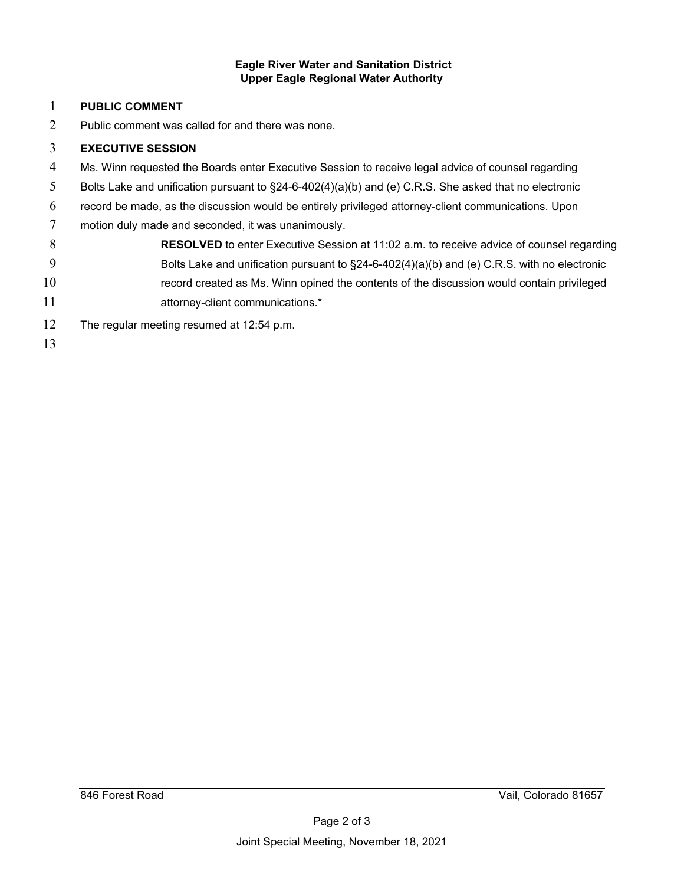**Eagle River Water and Sanitation District**
**Upper Eagle Regional Water Authority**

**PUBLIC COMMENT**

Public comment was called for and there was none.

**EXECUTIVE SESSION**

Ms. Winn requested the Boards enter Executive Session to receive legal advice of counsel regarding Bolts Lake and unification pursuant to §24-6-402(4)(a)(b) and (e) C.R.S. She asked that no electronic record be made, as the discussion would be entirely privileged attorney-client communications. Upon motion duly made and seconded, it was unanimously.

> **RESOLVED** to enter Executive Session at 11:02 a.m. to receive advice of counsel regarding Bolts Lake and unification pursuant to §24-6-402(4)(a)(b) and (e) C.R.S. with no electronic record created as Ms. Winn opined the contents of the discussion would contain privileged attorney-client communications.*

The regular meeting resumed at 12:54 p.m.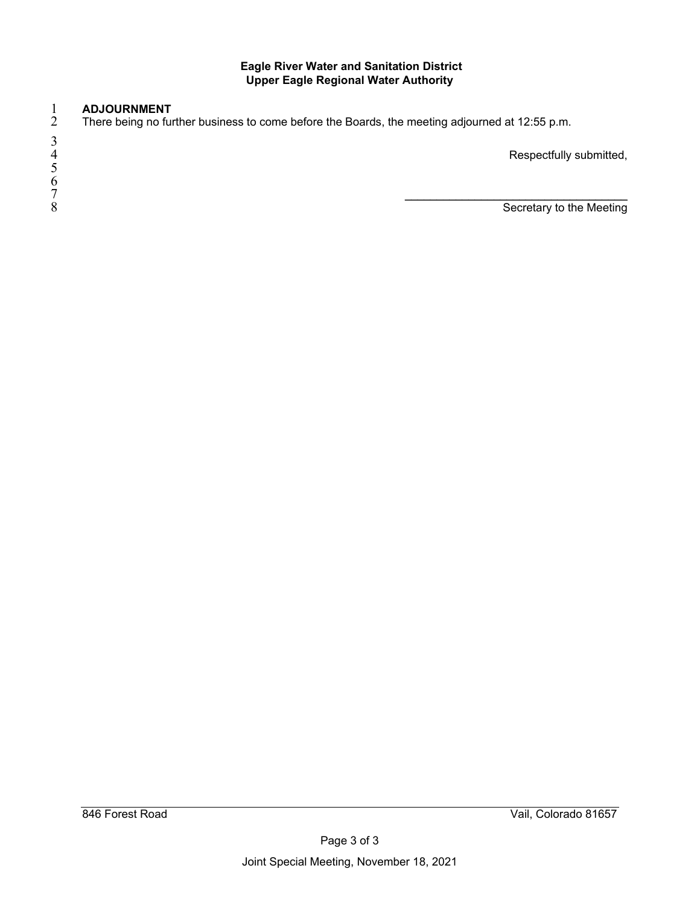**ADJOURNMENT**

There being no further business to come before the Boards, the meeting adjourned at 12:55 p.m.

Respectfully submitted,

\_\_\_\_\_\_\_\_\_\_\_\_\_\_\_\_\_\_\_\_\_\_\_\_\_\_\_\_\_\_\_\_\_\_\_

Secretary to the Meeting